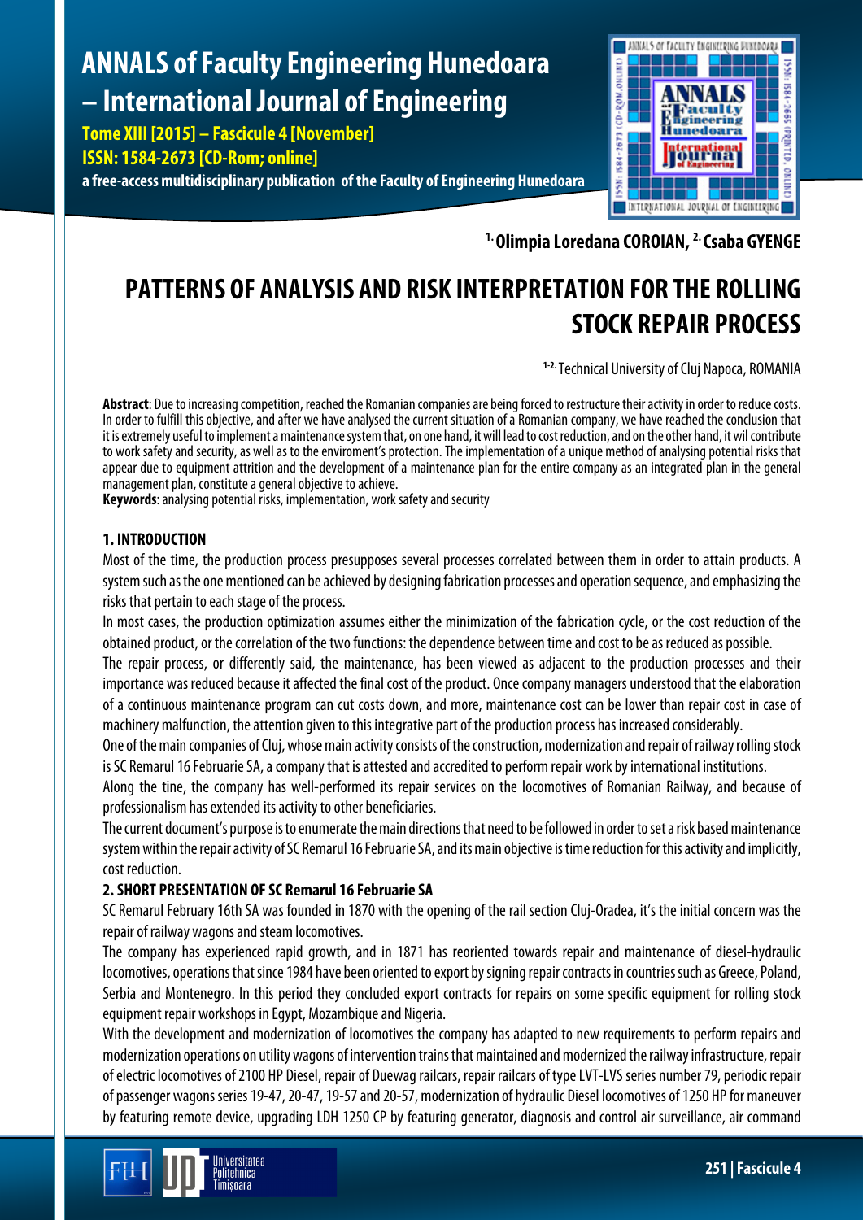# ANNALS of Faculty Engineering Hunedoara – International Journal of Engineering

**Tome XIII [2015] – Fascicule 4 [November]**
**ISSN: 1584-2673 [CD-Rom; online]**
**a free-access multidisciplinary publication of the Faculty of Engineering Hunedoara**

[1.] **Olimpia Loredana COROIAN**, [2.] **Csaba GYENGE**

# PATTERNS OF ANALYSIS AND RISK INTERPRETATION FOR THE ROLLING STOCK REPAIR PROCESS

[1-2.] Technical University of Cluj Napoca, ROMANIA

**Abstract**: Due to increasing competition, reached the Romanian companies are being forced to restructure their activity in order to reduce costs. In order to fulfill this objective, and after we have analysed the current situation of a Romanian company, we have reached the conclusion that it is extremely useful to implement a maintenance system that, on one hand, it will lead to cost reduction, and on the other hand, it will contribute to work safety and security, as well as to the enviroment's protection. The implementation of a unique method of analysing potential risks that appear due to equipment attrition and the development of a maintenance plan for the entire company as an integrated plan in the general management plan, constitute a general objective to achieve.
**Keywords**: analysing potential risks, implementation, work safety and security

## 1. INTRODUCTION

Most of the time, the production process presupposes several processes correlated between them in order to attain products. A system such as the one mentioned can be achieved by designing fabrication processes and operation sequence, and emphasizing the risks that pertain to each stage of the process.

In most cases, the production optimization assumes either the minimization of the fabrication cycle, or the cost reduction of the obtained product, or the correlation of the two functions: the dependence between time and cost to be as reduced as possible.

The repair process, or differently said, the maintenance, has been viewed as adjacent to the production processes and their importance was reduced because it affected the final cost of the product. Once company managers understood that the elaboration of a continuous maintenance program can cut costs down, and more, maintenance cost can be lower than repair cost in case of machinery malfunction, the attention given to this integrative part of the production process has increased considerably.

One of the main companies of Cluj, whose main activity consists of the construction, modernization and repair of railway rolling stock is SC Remarul 16 Februarie SA, a company that is attested and accredited to perform repair work by international institutions.

Along the tine, the company has well-performed its repair services on the locomotives of Romanian Railway, and because of professionalism has extended its activity to other beneficiaries.

The current document's purpose is to enumerate the main directions that need to be followed in order to set a risk based maintenance system within the repair activity of SC Remarul 16 Februarie SA, and its main objective is time reduction for this activity and implicitly, cost reduction.

## 2. SHORT PRESENTATION OF SC Remarul 16 Februarie SA

SC Remarul February 16th SA was founded in 1870 with the opening of the rail section Cluj-Oradea, it's the initial concern was the repair of railway wagons and steam locomotives.

The company has experienced rapid growth, and in 1871 has reoriented towards repair and maintenance of diesel-hydraulic locomotives, operations that since 1984 have been oriented to export by signing repair contracts in countries such as Greece, Poland, Serbia and Montenegro. In this period they concluded export contracts for repairs on some specific equipment for rolling stock equipment repair workshops in Egypt, Mozambique and Nigeria.

With the development and modernization of locomotives the company has adapted to new requirements to perform repairs and modernization operations on utility wagons of intervention trains that maintained and modernized the railway infrastructure, repair of electric locomotives of 2100 HP Diesel, repair of Duewag railcars, repair railcars of type LVT-LVS series number 79, periodic repair of passenger wagons series 19-47, 20-47, 19-57 and 20-57, modernization of hydraulic Diesel locomotives of 1250 HP for maneuver by featuring remote device, upgrading LDH 1250 CP by featuring generator, diagnosis and control air surveillance, air command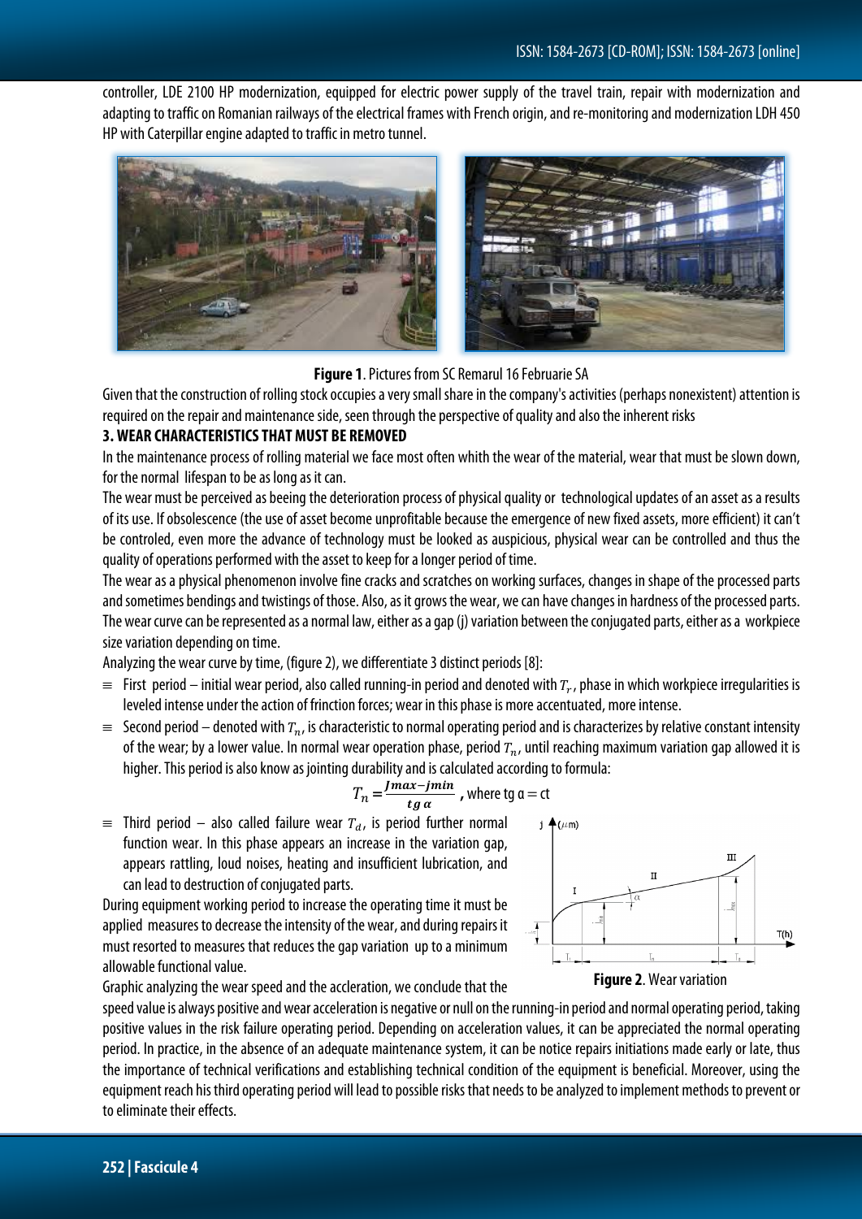controller, LDE 2100 HP modernization, equipped for electric power supply of the travel train, repair with modernization and adapting to traffic on Romanian railways of the electrical frames with French origin, and re-monitoring and modernization LDH 450 HP with Caterpillar engine adapted to traffic in metro tunnel.

**Figure 1**. Pictures from SC Remarul 16 Februarie SA

Given that the construction of rolling stock occupies a very small share in the company's activities (perhaps nonexistent) attention is required on the repair and maintenance side, seen through the perspective of quality and also the inherent risks

## 3. WEAR CHARACTERISTICS THAT MUST BE REMOVED

In the maintenance process of rolling material we face most often whith the wear of the material, wear that must be slown down, for the normal lifespan to be as long as it can.

The wear must be perceived as beeing the deterioration process of physical quality or technological updates of an asset as a results of its use. If obsolescence (the use of asset become unprofitable because the emergence of new fixed assets, more efficient) it can't be controled, even more the advance of technology must be looked as auspicious, physical wear can be controlled and thus the quality of operations performed with the asset to keep for a longer period of time.

The wear as a physical phenomenon involve fine cracks and scratches on working surfaces, changes in shape of the processed parts and sometimes bendings and twistings of those. Also, as it grows the wear, we can have changes in hardness of the processed parts. The wear curve can be represented as a normal law, either as a gap (j) variation between the conjugated parts, either as a workpiece size variation depending on time.

Analyzing the wear curve by time, (figure 2), we differentiate 3 distinct periods [8]:

- First period – initial wear period, also called running-in period and denoted with $T_r$, phase in which workpiece irregularities is leveled intense under the action of frinction forces; wear in this phase is more accentuated, more intense.
- Second period – denoted with $T_n$, is characteristic to normal operating period and is characterizes by relative constant intensity of the wear; by a lower value. In normal wear operation phase, period $T_n$, until reaching maximum variation gap allowed it is higher. This period is also know as jointing durability and is calculated according to formula:

$$T_n = \frac{Jmax - jmin}{tg\ \alpha}$$ , where tg α = ct

- Third period – also called failure wear $T_d$, is period further normal function wear. In this phase appears an increase in the variation gap, appears rattling, loud noises, heating and insufficient lubrication, and can lead to destruction of conjugated parts.

During equipment working period to increase the operating time it must be applied measures to decrease the intensity of the wear, and during repairs it must resorted to measures that reduces the gap variation up to a minimum allowable functional value.

**Figure 2**. Wear variation

Graphic analyzing the wear speed and the accleration, we conclude that the speed value is always positive and wear acceleration is negative or null on the running-in period and normal operating period, taking positive values in the risk failure operating period. Depending on acceleration values, it can be appreciated the normal operating period. In practice, in the absence of an adequate maintenance system, it can be notice repairs initiations made early or late, thus the importance of technical verifications and establishing technical condition of the equipment is beneficial. Moreover, using the equipment reach his third operating period will lead to possible risks that needs to be analyzed to implement methods to prevent or to eliminate their effects.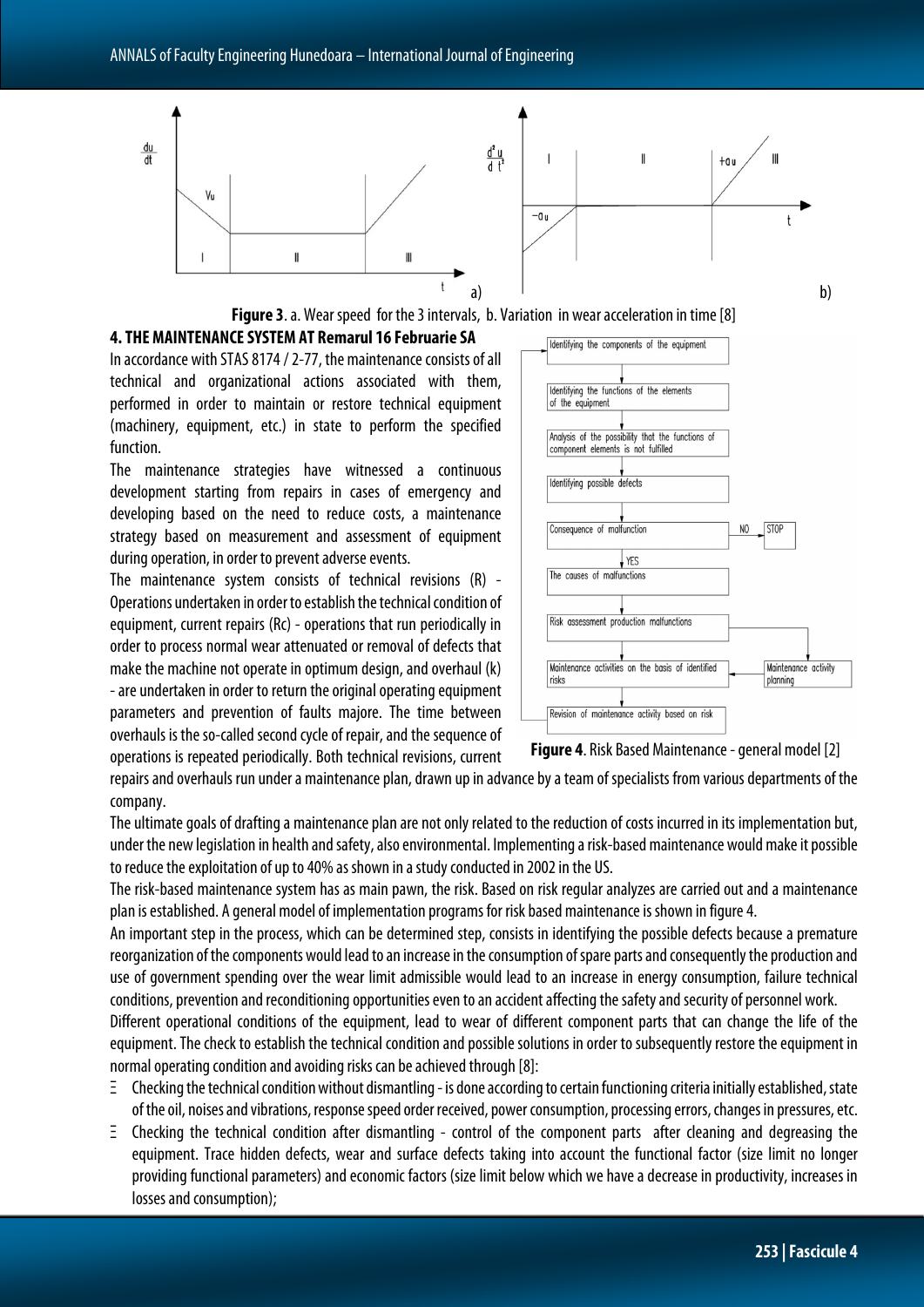Figure 3. a. Wear speed for the 3 intervals, b. Variation in wear acceleration in time [8]

## 4. THE MAINTENANCE SYSTEM AT Remarul 16 Februarie SA

In accordance with STAS 8174 / 2-77, the maintenance consists of all technical and organizational actions associated with them, performed in order to maintain or restore technical equipment (machinery, equipment, etc.) in state to perform the specified function.

The maintenance strategies have witnessed a continuous development starting from repairs in cases of emergency and developing based on the need to reduce costs, a maintenance strategy based on measurement and assessment of equipment during operation, in order to prevent adverse events.

The maintenance system consists of technical revisions (R) - Operations undertaken in order to establish the technical condition of equipment, current repairs (Rc) - operations that run periodically in order to process normal wear attenuated or removal of defects that make the machine not operate in optimum design, and overhaul (k) - are undertaken in order to return the original operating equipment parameters and prevention of faults majore. The time between overhauls is the so-called second cycle of repair, and the sequence of operations is repeated periodically. Both technical revisions, current repairs and overhauls run under a maintenance plan, drawn up in advance by a team of specialists from various departments of the company.

Figure 4. Risk Based Maintenance - general model [2]

The ultimate goals of drafting a maintenance plan are not only related to the reduction of costs incurred in its implementation but, under the new legislation in health and safety, also environmental. Implementing a risk-based maintenance would make it possible to reduce the exploitation of up to 40% as shown in a study conducted in 2002 in the US.

The risk-based maintenance system has as main pawn, the risk. Based on risk regular analyzes are carried out and a maintenance plan is established. A general model of implementation programs for risk based maintenance is shown in figure 4.

An important step in the process, which can be determined step, consists in identifying the possible defects because a premature reorganization of the components would lead to an increase in the consumption of spare parts and consequently the production and use of government spending over the wear limit admissible would lead to an increase in energy consumption, failure technical conditions, prevention and reconditioning opportunities even to an accident affecting the safety and security of personnel work.

Different operational conditions of the equipment, lead to wear of different component parts that can change the life of the equipment. The check to establish the technical condition and possible solutions in order to subsequently restore the equipment in normal operating condition and avoiding risks can be achieved through [8]:

- Checking the technical condition without dismantling - is done according to certain functioning criteria initially established, state of the oil, noises and vibrations, response speed order received, power consumption, processing errors, changes in pressures, etc.
- Checking the technical condition after dismantling - control of the component parts after cleaning and degreasing the equipment. Trace hidden defects, wear and surface defects taking into account the functional factor (size limit no longer providing functional parameters) and economic factors (size limit below which we have a decrease in productivity, increases in losses and consumption);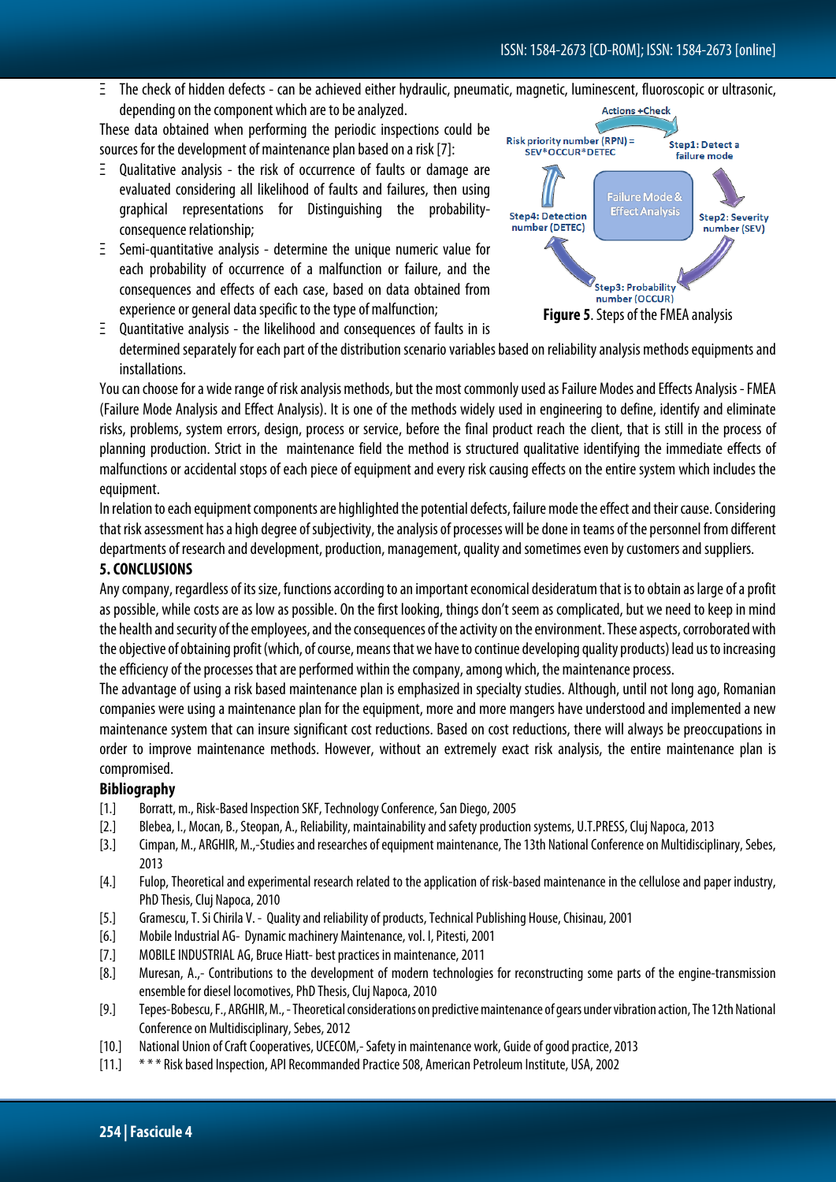- The check of hidden defects - can be achieved either hydraulic, pneumatic, magnetic, luminescent, fluoroscopic or ultrasonic, depending on the component which are to be analyzed.

These data obtained when performing the periodic inspections could be sources for the development of maintenance plan based on a risk [7]:

- Qualitative analysis - the risk of occurrence of faults or damage are evaluated considering all likelihood of faults and failures, then using graphical representations for Distinguishing the probability-consequence relationship;
- Semi-quantitative analysis - determine the unique numeric value for each probability of occurrence of a malfunction or failure, and the consequences and effects of each case, based on data obtained from experience or general data specific to the type of malfunction;
- Quantitative analysis - the likelihood and consequences of faults in is determined separately for each part of the distribution scenario variables based on reliability analysis methods equipments and installations.

Actions +Check
Step1: Detect a failure mode
Step2: Severity number (SEV)
Step3: Probability number (OCCUR)
Step4: Detection number (DETEC)
Risk priority number (RPN) = SEV*OCCUR*DETEC
Failure Mode & Effect Analysis

**Figure 5**. Steps of the FMEA analysis

You can choose for a wide range of risk analysis methods, but the most commonly used as Failure Modes and Effects Analysis - FMEA (Failure Mode Analysis and Effect Analysis). It is one of the methods widely used in engineering to define, identify and eliminate risks, problems, system errors, design, process or service, before the final product reach the client, that is still in the process of planning production. Strict in the maintenance field the method is structured qualitative identifying the immediate effects of malfunctions or accidental stops of each piece of equipment and every risk causing effects on the entire system which includes the equipment.

In relation to each equipment components are highlighted the potential defects, failure mode the effect and their cause. Considering that risk assessment has a high degree of subjectivity, the analysis of processes will be done in teams of the personnel from different departments of research and development, production, management, quality and sometimes even by customers and suppliers.

## 5. CONCLUSIONS

Any company, regardless of its size, functions according to an important economical desideratum that is to obtain as large of a profit as possible, while costs are as low as possible. On the first looking, things don't seem as complicated, but we need to keep in mind the health and security of the employees, and the consequences of the activity on the environment. These aspects, corroborated with the objective of obtaining profit (which, of course, means that we have to continue developing quality products) lead us to increasing the efficiency of the processes that are performed within the company, among which, the maintenance process.

The advantage of using a risk based maintenance plan is emphasized in specialty studies. Although, until not long ago, Romanian companies were using a maintenance plan for the equipment, more and more mangers have understood and implemented a new maintenance system that can insure significant cost reductions. Based on cost reductions, there will always be preoccupations in order to improve maintenance methods. However, without an extremely exact risk analysis, the entire maintenance plan is compromised.

## Bibliography

[1.] Borratt, m., Risk-Based Inspection SKF, Technology Conference, San Diego, 2005

[2.] Blebea, I., Mocan, B., Steopan, A., Reliability, maintainability and safety production systems, U.T.PRESS, Cluj Napoca, 2013

[3.] Cimpan, M., ARGHIR, M.,-Studies and researches of equipment maintenance, The 13th National Conference on Multidisciplinary, Sebes, 2013

[4.] Fulop, Theoretical and experimental research related to the application of risk-based maintenance in the cellulose and paper industry, PhD Thesis, Cluj Napoca, 2010

[5.] Gramescu, T. Si Chirila V. - Quality and reliability of products, Technical Publishing House, Chisinau, 2001

[6.] Mobile Industrial AG- Dynamic machinery Maintenance, vol. I, Pitesti, 2001

[7.] MOBILE INDUSTRIAL AG, Bruce Hiatt- best practices in maintenance, 2011

[8.] Muresan, A.,- Contributions to the development of modern technologies for reconstructing some parts of the engine-transmission ensemble for diesel locomotives, PhD Thesis, Cluj Napoca, 2010

[9.] Tepes-Bobescu, F., ARGHIR, M., - Theoretical considerations on predictive maintenance of gears under vibration action, The 12th National Conference on Multidisciplinary, Sebes, 2012

[10.] National Union of Craft Cooperatives, UCECOM,- Safety in maintenance work, Guide of good practice, 2013

[11.] * * * Risk based Inspection, API Recommanded Practice 508, American Petroleum Institute, USA, 2002